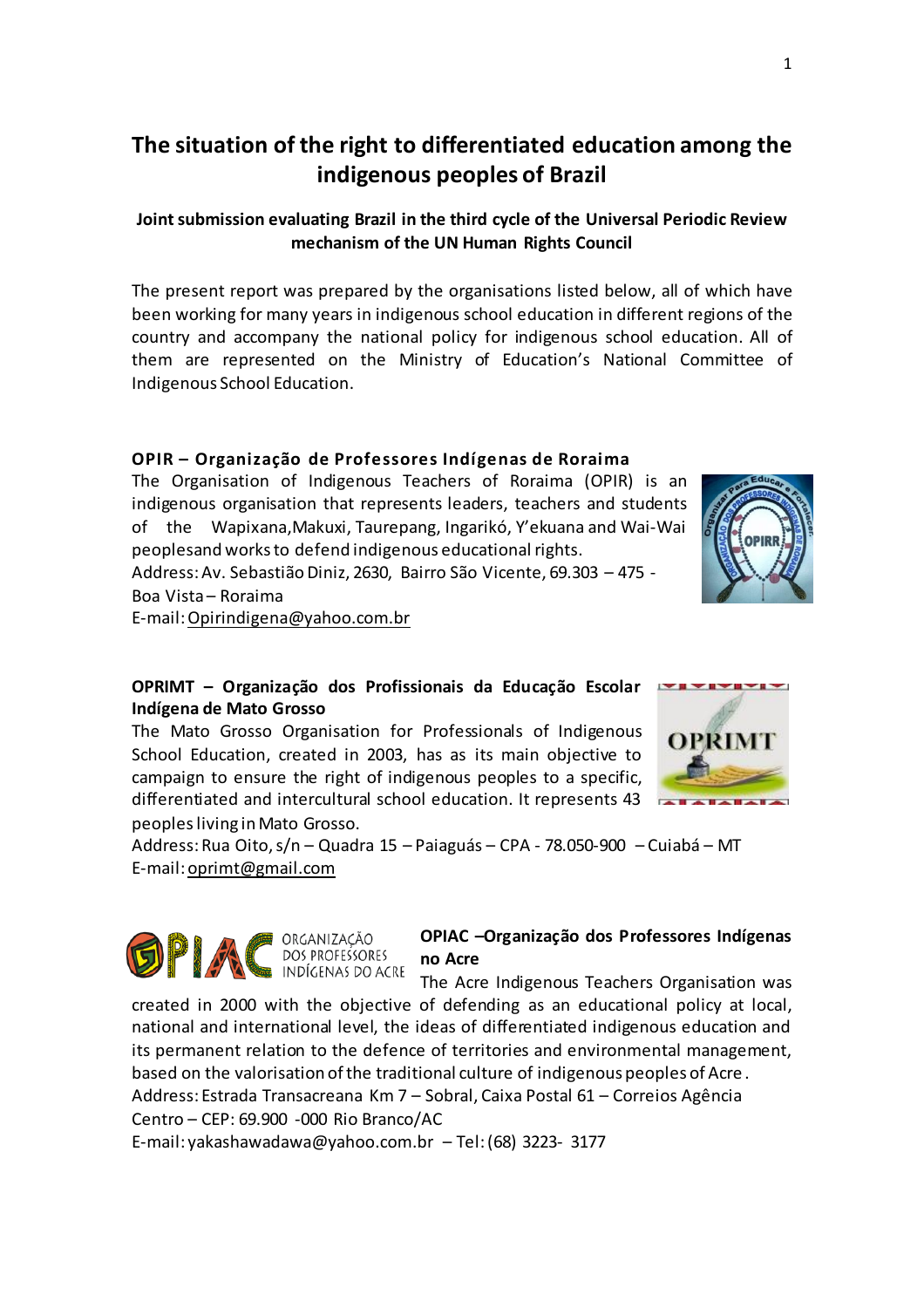# The situation of the right to differentiated education among the indigenous peoples of Brazil

### Joint submission evaluating Brazil in the third cycle of the Universal Periodic Review mechanism of the UN Human Rights Council

The present report was prepared by the organisations listed below, all of which have been working for many years in indigenous school education in different regions of the country and accompany the national policy for indigenous school education. All of them are represented on the Ministry of Education's National Committee of Indigenous School Education.

**OPIR – Organização de Professores Indígenas de Roraima**

The Organisation of Indigenous Teachers of Roraima (OPIR) is an indigenous organisation that represents leaders, teachers and students of the Wapixana,Makuxi, Taurepang, Ingarikó, Y'ekuana and Wai-Wai peoplesand works to defend indigenous educational rights.
Address: Av. Sebastião Diniz, 2630, Bairro São Vicente, 69.303 – 475 - Boa Vista – Roraima
E-mail: Opirindigena@yahoo.com.br

**OPRIMT – Organização dos Profissionais da Educação Escolar Indígena de Mato Grosso**

The Mato Grosso Organisation for Professionals of Indigenous School Education, created in 2003, has as its main objective to campaign to ensure the right of indigenous peoples to a specific, differentiated and intercultural school education. It represents 43 peoples living in Mato Grosso.
Address: Rua Oito, s/n – Quadra 15 – Paiaguás – CPA - 78.050-900 – Cuiabá – MT
E-mail: oprimt@gmail.com

**OPIAC –Organização dos Professores Indígenas no Acre**

The Acre Indigenous Teachers Organisation was created in 2000 with the objective of defending as an educational policy at local, national and international level, the ideas of differentiated indigenous education and its permanent relation to the defence of territories and environmental management, based on the valorisation of the traditional culture of indigenous peoples of Acre.
Address: Estrada Transacreana Km 7 – Sobral, Caixa Postal 61 – Correios Agência Centro – CEP: 69.900 -000 Rio Branco/AC
E-mail: yakashawadawa@yahoo.com.br – Tel: (68) 3223- 3177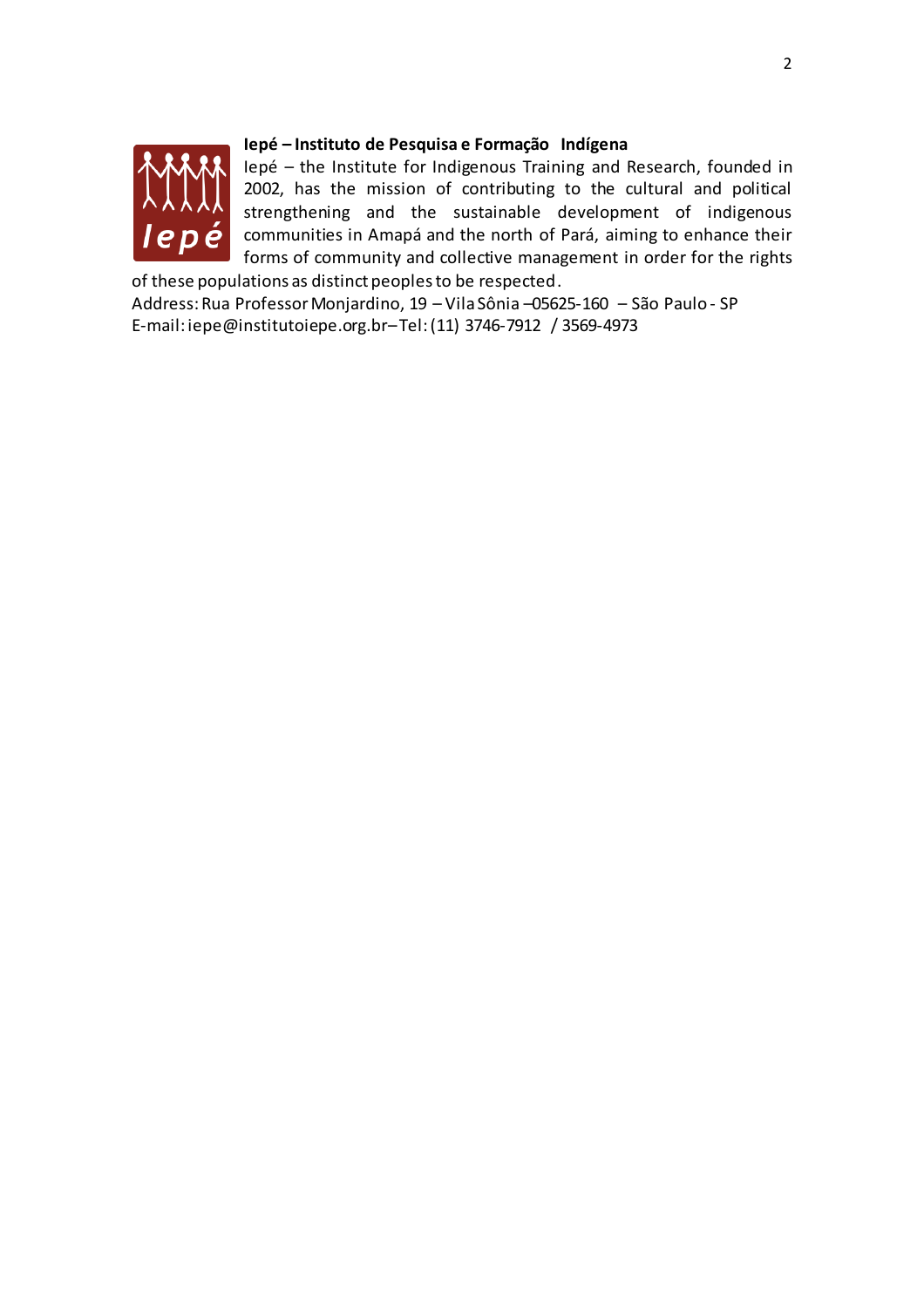**Iepé – Instituto de Pesquisa e Formação Indígena**

Iepé – the Institute for Indigenous Training and Research, founded in 2002, has the mission of contributing to the cultural and political strengthening and the sustainable development of indigenous communities in Amapá and the north of Pará, aiming to enhance their forms of community and collective management in order for the rights of these populations as distinct peoples to be respected.

Address: Rua Professor Monjardino, 19 – Vila Sônia –05625-160 – São Paulo - SP
E-mail: iepe@institutoiepe.org.br– Tel: (11) 3746-7912 / 3569-4973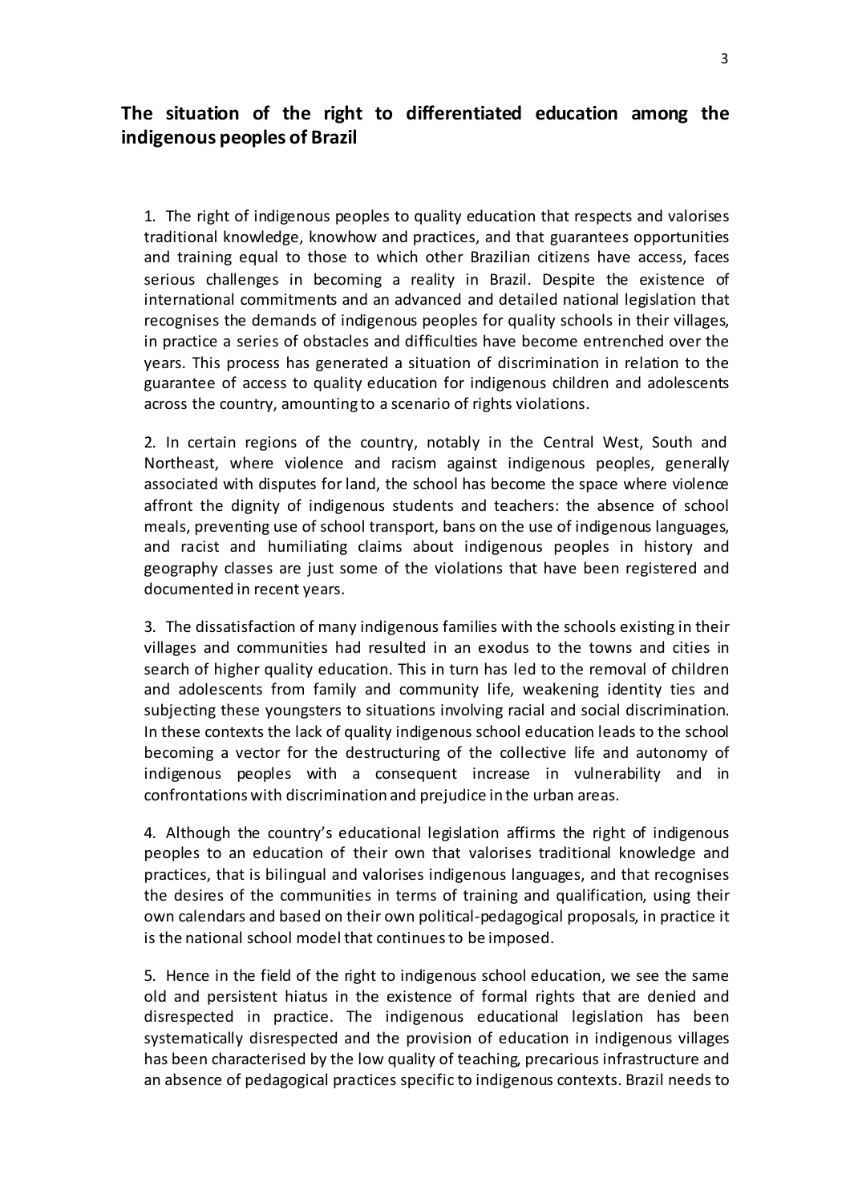## The situation of the right to differentiated education among the indigenous peoples of Brazil

1. The right of indigenous peoples to quality education that respects and valorises traditional knowledge, knowhow and practices, and that guarantees opportunities and training equal to those to which other Brazilian citizens have access, faces serious challenges in becoming a reality in Brazil. Despite the existence of international commitments and an advanced and detailed national legislation that recognises the demands of indigenous peoples for quality schools in their villages, in practice a series of obstacles and difficulties have become entrenched over the years. This process has generated a situation of discrimination in relation to the guarantee of access to quality education for indigenous children and adolescents across the country, amounting to a scenario of rights violations.

2. In certain regions of the country, notably in the Central West, South and Northeast, where violence and racism against indigenous peoples, generally associated with disputes for land, the school has become the space where violence affront the dignity of indigenous students and teachers: the absence of school meals, preventing use of school transport, bans on the use of indigenous languages, and racist and humiliating claims about indigenous peoples in history and geography classes are just some of the violations that have been registered and documented in recent years.

3. The dissatisfaction of many indigenous families with the schools existing in their villages and communities had resulted in an exodus to the towns and cities in search of higher quality education. This in turn has led to the removal of children and adolescents from family and community life, weakening identity ties and subjecting these youngsters to situations involving racial and social discrimination. In these contexts the lack of quality indigenous school education leads to the school becoming a vector for the destructuring of the collective life and autonomy of indigenous peoples with a consequent increase in vulnerability and in confrontations with discrimination and prejudice in the urban areas.

4. Although the country's educational legislation affirms the right of indigenous peoples to an education of their own that valorises traditional knowledge and practices, that is bilingual and valorises indigenous languages, and that recognises the desires of the communities in terms of training and qualification, using their own calendars and based on their own political-pedagogical proposals, in practice it is the national school model that continues to be imposed.

5. Hence in the field of the right to indigenous school education, we see the same old and persistent hiatus in the existence of formal rights that are denied and disrespected in practice. The indigenous educational legislation has been systematically disrespected and the provision of education in indigenous villages has been characterised by the low quality of teaching, precarious infrastructure and an absence of pedagogical practices specific to indigenous contexts. Brazil needs to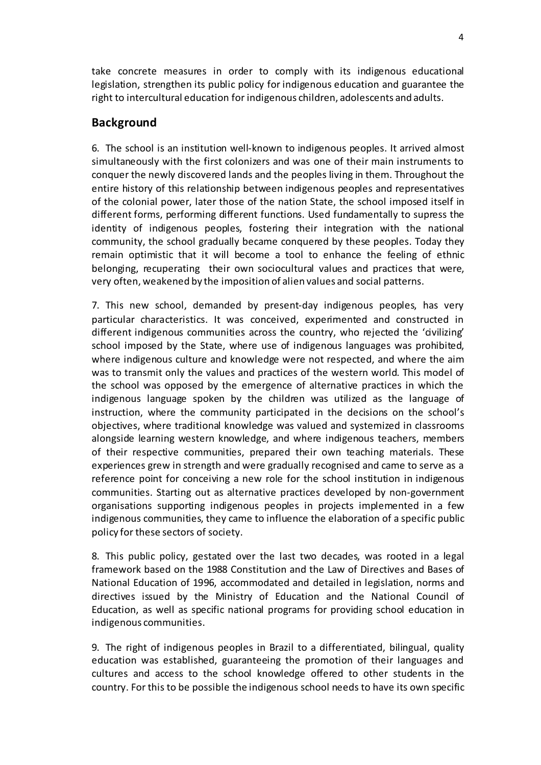take concrete measures in order to comply with its indigenous educational legislation, strengthen its public policy for indigenous education and guarantee the right to intercultural education for indigenous children, adolescents and adults.

## Background

6. The school is an institution well-known to indigenous peoples. It arrived almost simultaneously with the first colonizers and was one of their main instruments to conquer the newly discovered lands and the peoples living in them. Throughout the entire history of this relationship between indigenous peoples and representatives of the colonial power, later those of the nation State, the school imposed itself in different forms, performing different functions. Used fundamentally to supress the identity of indigenous peoples, fostering their integration with the national community, the school gradually became conquered by these peoples. Today they remain optimistic that it will become a tool to enhance the feeling of ethnic belonging, recuperating their own sociocultural values and practices that were, very often, weakened by the imposition of alien values and social patterns.

7. This new school, demanded by present-day indigenous peoples, has very particular characteristics. It was conceived, experimented and constructed in different indigenous communities across the country, who rejected the 'civilizing' school imposed by the State, where use of indigenous languages was prohibited, where indigenous culture and knowledge were not respected, and where the aim was to transmit only the values and practices of the western world. This model of the school was opposed by the emergence of alternative practices in which the indigenous language spoken by the children was utilized as the language of instruction, where the community participated in the decisions on the school's objectives, where traditional knowledge was valued and systemized in classrooms alongside learning western knowledge, and where indigenous teachers, members of their respective communities, prepared their own teaching materials. These experiences grew in strength and were gradually recognised and came to serve as a reference point for conceiving a new role for the school institution in indigenous communities. Starting out as alternative practices developed by non-government organisations supporting indigenous peoples in projects implemented in a few indigenous communities, they came to influence the elaboration of a specific public policy for these sectors of society.

8. This public policy, gestated over the last two decades, was rooted in a legal framework based on the 1988 Constitution and the Law of Directives and Bases of National Education of 1996, accommodated and detailed in legislation, norms and directives issued by the Ministry of Education and the National Council of Education, as well as specific national programs for providing school education in indigenous communities.

9. The right of indigenous peoples in Brazil to a differentiated, bilingual, quality education was established, guaranteeing the promotion of their languages and cultures and access to the school knowledge offered to other students in the country. For this to be possible the indigenous school needs to have its own specific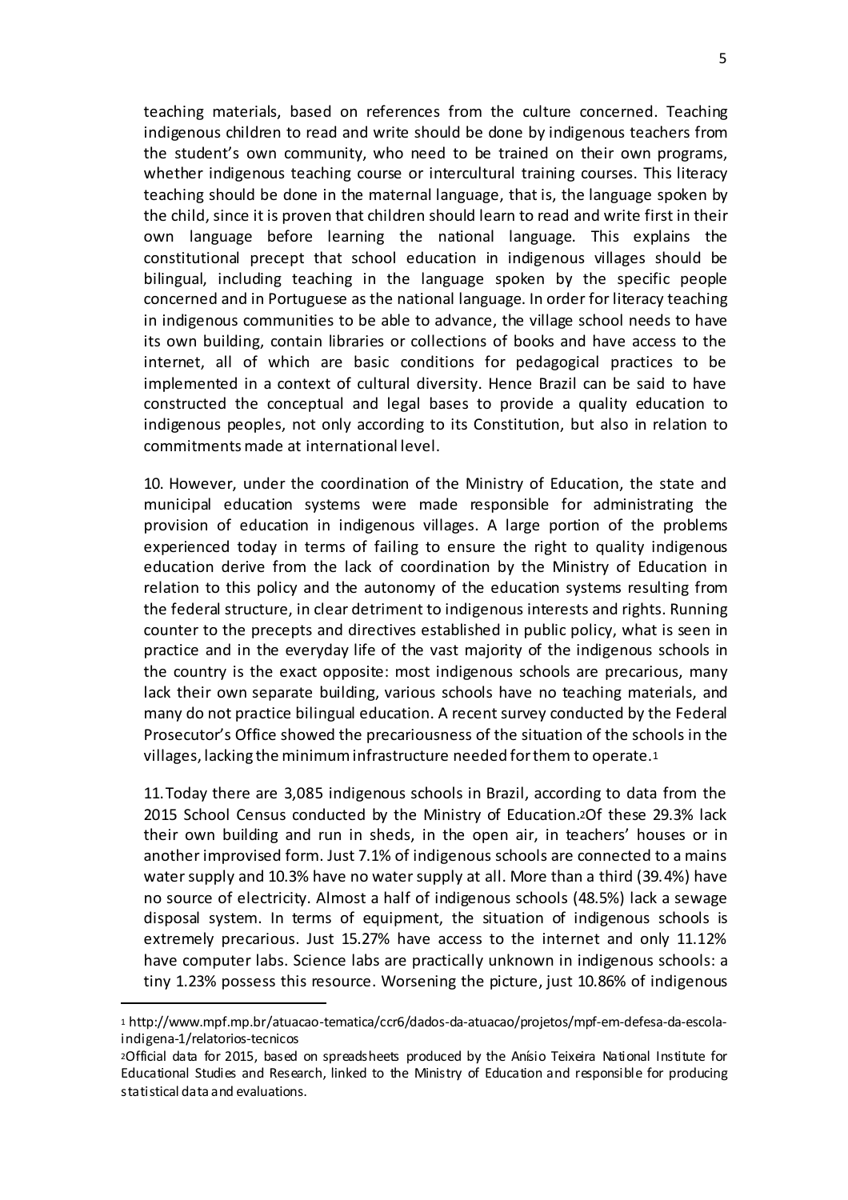teaching materials, based on references from the culture concerned. Teaching indigenous children to read and write should be done by indigenous teachers from the student's own community, who need to be trained on their own programs, whether indigenous teaching course or intercultural training courses. This literacy teaching should be done in the maternal language, that is, the language spoken by the child, since it is proven that children should learn to read and write first in their own language before learning the national language. This explains the constitutional precept that school education in indigenous villages should be bilingual, including teaching in the language spoken by the specific people concerned and in Portuguese as the national language. In order for literacy teaching in indigenous communities to be able to advance, the village school needs to have its own building, contain libraries or collections of books and have access to the internet, all of which are basic conditions for pedagogical practices to be implemented in a context of cultural diversity. Hence Brazil can be said to have constructed the conceptual and legal bases to provide a quality education to indigenous peoples, not only according to its Constitution, but also in relation to commitments made at international level.

10. However, under the coordination of the Ministry of Education, the state and municipal education systems were made responsible for administrating the provision of education in indigenous villages. A large portion of the problems experienced today in terms of failing to ensure the right to quality indigenous education derive from the lack of coordination by the Ministry of Education in relation to this policy and the autonomy of the education systems resulting from the federal structure, in clear detriment to indigenous interests and rights. Running counter to the precepts and directives established in public policy, what is seen in practice and in the everyday life of the vast majority of the indigenous schools in the country is the exact opposite: most indigenous schools are precarious, many lack their own separate building, various schools have no teaching materials, and many do not practice bilingual education. A recent survey conducted by the Federal Prosecutor's Office showed the precariousness of the situation of the schools in the villages, lacking the minimum infrastructure needed for them to operate.[1]

11. Today there are 3,085 indigenous schools in Brazil, according to data from the 2015 School Census conducted by the Ministry of Education.[2] Of these 29.3% lack their own building and run in sheds, in the open air, in teachers' houses or in another improvised form. Just 7.1% of indigenous schools are connected to a mains water supply and 10.3% have no water supply at all. More than a third (39.4%) have no source of electricity. Almost a half of indigenous schools (48.5%) lack a sewage disposal system. In terms of equipment, the situation of indigenous schools is extremely precarious. Just 15.27% have access to the internet and only 11.12% have computer labs. Science labs are practically unknown in indigenous schools: a tiny 1.23% possess this resource. Worsening the picture, just 10.86% of indigenous

---

[1] http://www.mpf.mp.br/atuacao-tematica/ccr6/dados-da-atuacao/projetos/mpf-em-defesa-da-escola-indigena-1/relatorios-tecnicos

[2] Official data for 2015, based on spreadsheets produced by the Anísio Teixeira National Institute for Educational Studies and Research, linked to the Ministry of Education and responsible for producing statistical data and evaluations.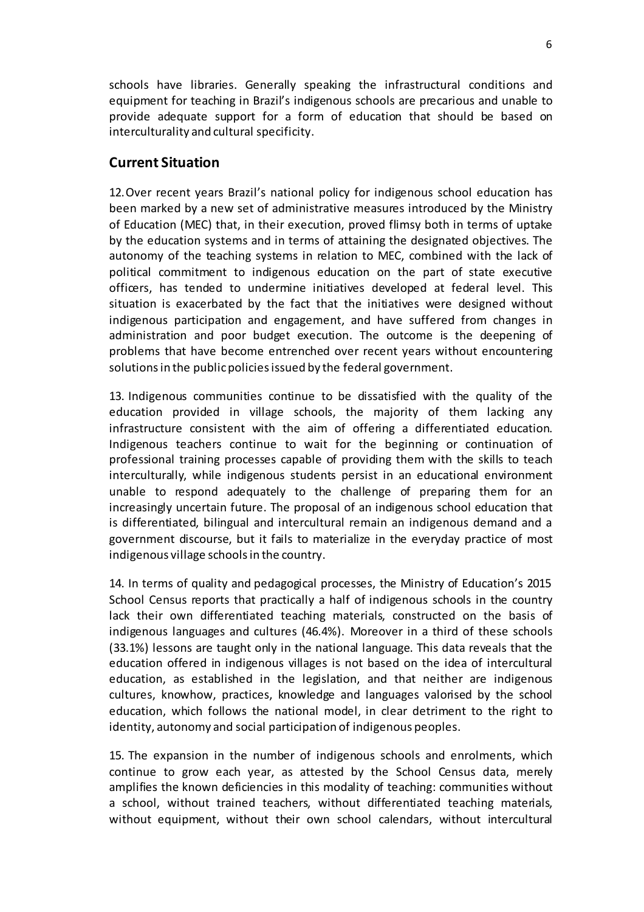schools have libraries. Generally speaking the infrastructural conditions and equipment for teaching in Brazil's indigenous schools are precarious and unable to provide adequate support for a form of education that should be based on interculturality and cultural specificity.

## Current Situation

12. Over recent years Brazil's national policy for indigenous school education has been marked by a new set of administrative measures introduced by the Ministry of Education (MEC) that, in their execution, proved flimsy both in terms of uptake by the education systems and in terms of attaining the designated objectives. The autonomy of the teaching systems in relation to MEC, combined with the lack of political commitment to indigenous education on the part of state executive officers, has tended to undermine initiatives developed at federal level. This situation is exacerbated by the fact that the initiatives were designed without indigenous participation and engagement, and have suffered from changes in administration and poor budget execution. The outcome is the deepening of problems that have become entrenched over recent years without encountering solutions in the public policies issued by the federal government.

13. Indigenous communities continue to be dissatisfied with the quality of the education provided in village schools, the majority of them lacking any infrastructure consistent with the aim of offering a differentiated education. Indigenous teachers continue to wait for the beginning or continuation of professional training processes capable of providing them with the skills to teach interculturally, while indigenous students persist in an educational environment unable to respond adequately to the challenge of preparing them for an increasingly uncertain future. The proposal of an indigenous school education that is differentiated, bilingual and intercultural remain an indigenous demand and a government discourse, but it fails to materialize in the everyday practice of most indigenous village schools in the country.

14. In terms of quality and pedagogical processes, the Ministry of Education's 2015 School Census reports that practically a half of indigenous schools in the country lack their own differentiated teaching materials, constructed on the basis of indigenous languages and cultures (46.4%). Moreover in a third of these schools (33.1%) lessons are taught only in the national language. This data reveals that the education offered in indigenous villages is not based on the idea of intercultural education, as established in the legislation, and that neither are indigenous cultures, knowhow, practices, knowledge and languages valorised by the school education, which follows the national model, in clear detriment to the right to identity, autonomy and social participation of indigenous peoples.

15. The expansion in the number of indigenous schools and enrolments, which continue to grow each year, as attested by the School Census data, merely amplifies the known deficiencies in this modality of teaching: communities without a school, without trained teachers, without differentiated teaching materials, without equipment, without their own school calendars, without intercultural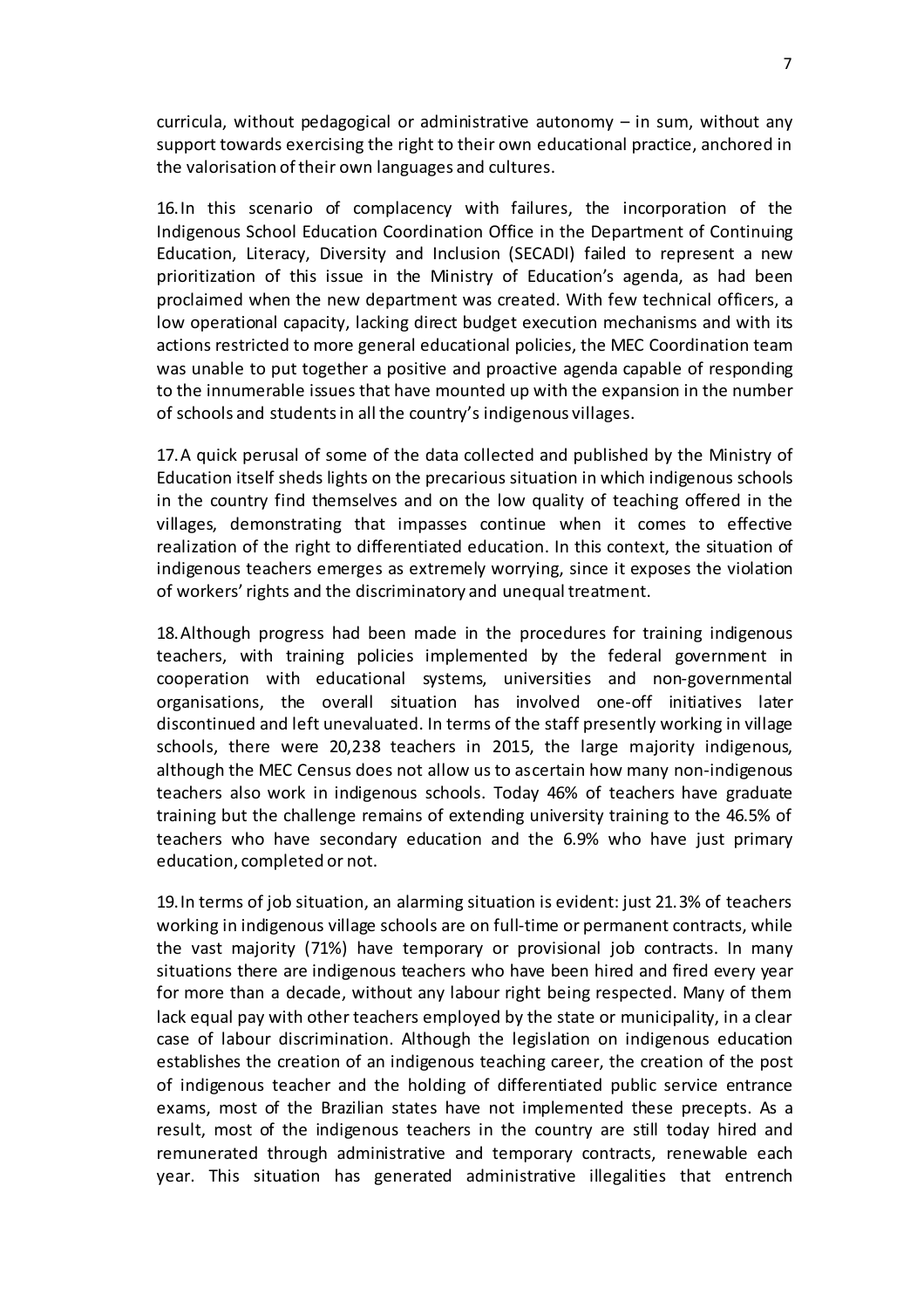curricula, without pedagogical or administrative autonomy – in sum, without any support towards exercising the right to their own educational practice, anchored in the valorisation of their own languages and cultures.

16. In this scenario of complacency with failures, the incorporation of the Indigenous School Education Coordination Office in the Department of Continuing Education, Literacy, Diversity and Inclusion (SECADI) failed to represent a new prioritization of this issue in the Ministry of Education's agenda, as had been proclaimed when the new department was created. With few technical officers, a low operational capacity, lacking direct budget execution mechanisms and with its actions restricted to more general educational policies, the MEC Coordination team was unable to put together a positive and proactive agenda capable of responding to the innumerable issues that have mounted up with the expansion in the number of schools and students in all the country's indigenous villages.

17. A quick perusal of some of the data collected and published by the Ministry of Education itself sheds lights on the precarious situation in which indigenous schools in the country find themselves and on the low quality of teaching offered in the villages, demonstrating that impasses continue when it comes to effective realization of the right to differentiated education. In this context, the situation of indigenous teachers emerges as extremely worrying, since it exposes the violation of workers' rights and the discriminatory and unequal treatment.

18. Although progress had been made in the procedures for training indigenous teachers, with training policies implemented by the federal government in cooperation with educational systems, universities and non-governmental organisations, the overall situation has involved one-off initiatives later discontinued and left unevaluated. In terms of the staff presently working in village schools, there were 20,238 teachers in 2015, the large majority indigenous, although the MEC Census does not allow us to ascertain how many non-indigenous teachers also work in indigenous schools. Today 46% of teachers have graduate training but the challenge remains of extending university training to the 46.5% of teachers who have secondary education and the 6.9% who have just primary education, completed or not.

19. In terms of job situation, an alarming situation is evident: just 21.3% of teachers working in indigenous village schools are on full-time or permanent contracts, while the vast majority (71%) have temporary or provisional job contracts. In many situations there are indigenous teachers who have been hired and fired every year for more than a decade, without any labour right being respected. Many of them lack equal pay with other teachers employed by the state or municipality, in a clear case of labour discrimination. Although the legislation on indigenous education establishes the creation of an indigenous teaching career, the creation of the post of indigenous teacher and the holding of differentiated public service entrance exams, most of the Brazilian states have not implemented these precepts. As a result, most of the indigenous teachers in the country are still today hired and remunerated through administrative and temporary contracts, renewable each year. This situation has generated administrative illegalities that entrench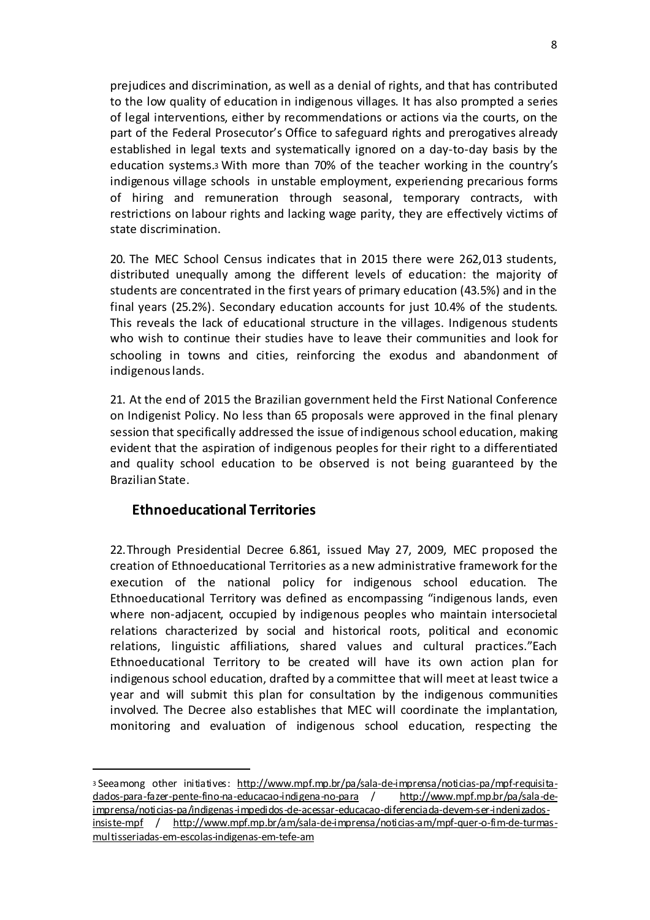prejudices and discrimination, as well as a denial of rights, and that has contributed to the low quality of education in indigenous villages. It has also prompted a series of legal interventions, either by recommendations or actions via the courts, on the part of the Federal Prosecutor's Office to safeguard rights and prerogatives already established in legal texts and systematically ignored on a day-to-day basis by the education systems.[3] With more than 70% of the teacher working in the country's indigenous village schools in unstable employment, experiencing precarious forms of hiring and remuneration through seasonal, temporary contracts, with restrictions on labour rights and lacking wage parity, they are effectively victims of state discrimination.

20. The MEC School Census indicates that in 2015 there were 262,013 students, distributed unequally among the different levels of education: the majority of students are concentrated in the first years of primary education (43.5%) and in the final years (25.2%). Secondary education accounts for just 10.4% of the students. This reveals the lack of educational structure in the villages. Indigenous students who wish to continue their studies have to leave their communities and look for schooling in towns and cities, reinforcing the exodus and abandonment of indigenous lands.

21. At the end of 2015 the Brazilian government held the First National Conference on Indigenist Policy. No less than 65 proposals were approved in the final plenary session that specifically addressed the issue of indigenous school education, making evident that the aspiration of indigenous peoples for their right to a differentiated and quality school education to be observed is not being guaranteed by the Brazilian State.

## Ethnoeducational Territories

22. Through Presidential Decree 6.861, issued May 27, 2009, MEC proposed the creation of Ethnoeducational Territories as a new administrative framework for the execution of the national policy for indigenous school education. The Ethnoeducational Territory was defined as encompassing "indigenous lands, even where non-adjacent, occupied by indigenous peoples who maintain intersocietal relations characterized by social and historical roots, political and economic relations, linguistic affiliations, shared values and cultural practices."Each Ethnoeducational Territory to be created will have its own action plan for indigenous school education, drafted by a committee that will meet at least twice a year and will submit this plan for consultation by the indigenous communities involved. The Decree also establishes that MEC will coordinate the implantation, monitoring and evaluation of indigenous school education, respecting the

---

[3] See among other initiatives: http://www.mpf.mp.br/pa/sala-de-imprensa/noticias-pa/mpf-requisita-dados-para-fazer-pente-fino-na-educacao-indigena-no-para / http://www.mpf.mp.br/pa/sala-de-imprensa/noticias-pa/indigenas-impedidos-de-acessar-educacao-diferenciada-devem-ser-indenizados-insiste-mpf / http://www.mpf.mp.br/am/sala-de-imprensa/noticias-am/mpf-quer-o-fim-de-turmas-multisseriadas-em-escolas-indigenas-em-tefe-am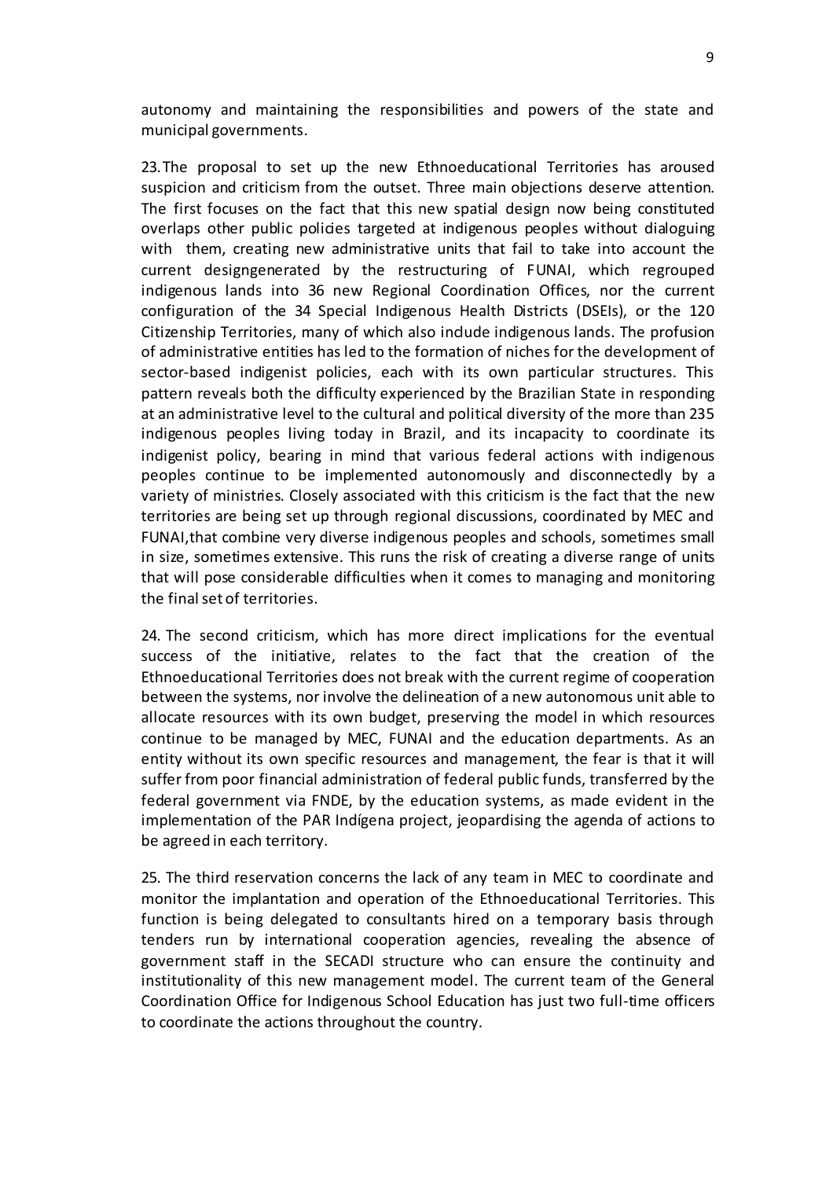autonomy and maintaining the responsibilities and powers of the state and municipal governments.

23. The proposal to set up the new Ethnoeducational Territories has aroused suspicion and criticism from the outset. Three main objections deserve attention. The first focuses on the fact that this new spatial design now being constituted overlaps other public policies targeted at indigenous peoples without dialoguing with them, creating new administrative units that fail to take into account the current designgenerated by the restructuring of FUNAI, which regrouped indigenous lands into 36 new Regional Coordination Offices, nor the current configuration of the 34 Special Indigenous Health Districts (DSEIs), or the 120 Citizenship Territories, many of which also include indigenous lands. The profusion of administrative entities has led to the formation of niches for the development of sector-based indigenist policies, each with its own particular structures. This pattern reveals both the difficulty experienced by the Brazilian State in responding at an administrative level to the cultural and political diversity of the more than 235 indigenous peoples living today in Brazil, and its incapacity to coordinate its indigenist policy, bearing in mind that various federal actions with indigenous peoples continue to be implemented autonomously and disconnectedly by a variety of ministries. Closely associated with this criticism is the fact that the new territories are being set up through regional discussions, coordinated by MEC and FUNAI,that combine very diverse indigenous peoples and schools, sometimes small in size, sometimes extensive. This runs the risk of creating a diverse range of units that will pose considerable difficulties when it comes to managing and monitoring the final set of territories.

24. The second criticism, which has more direct implications for the eventual success of the initiative, relates to the fact that the creation of the Ethnoeducational Territories does not break with the current regime of cooperation between the systems, nor involve the delineation of a new autonomous unit able to allocate resources with its own budget, preserving the model in which resources continue to be managed by MEC, FUNAI and the education departments. As an entity without its own specific resources and management, the fear is that it will suffer from poor financial administration of federal public funds, transferred by the federal government via FNDE, by the education systems, as made evident in the implementation of the PAR Indígena project, jeopardising the agenda of actions to be agreed in each territory.

25. The third reservation concerns the lack of any team in MEC to coordinate and monitor the implantation and operation of the Ethnoeducational Territories. This function is being delegated to consultants hired on a temporary basis through tenders run by international cooperation agencies, revealing the absence of government staff in the SECADI structure who can ensure the continuity and institutionality of this new management model. The current team of the General Coordination Office for Indigenous School Education has just two full-time officers to coordinate the actions throughout the country.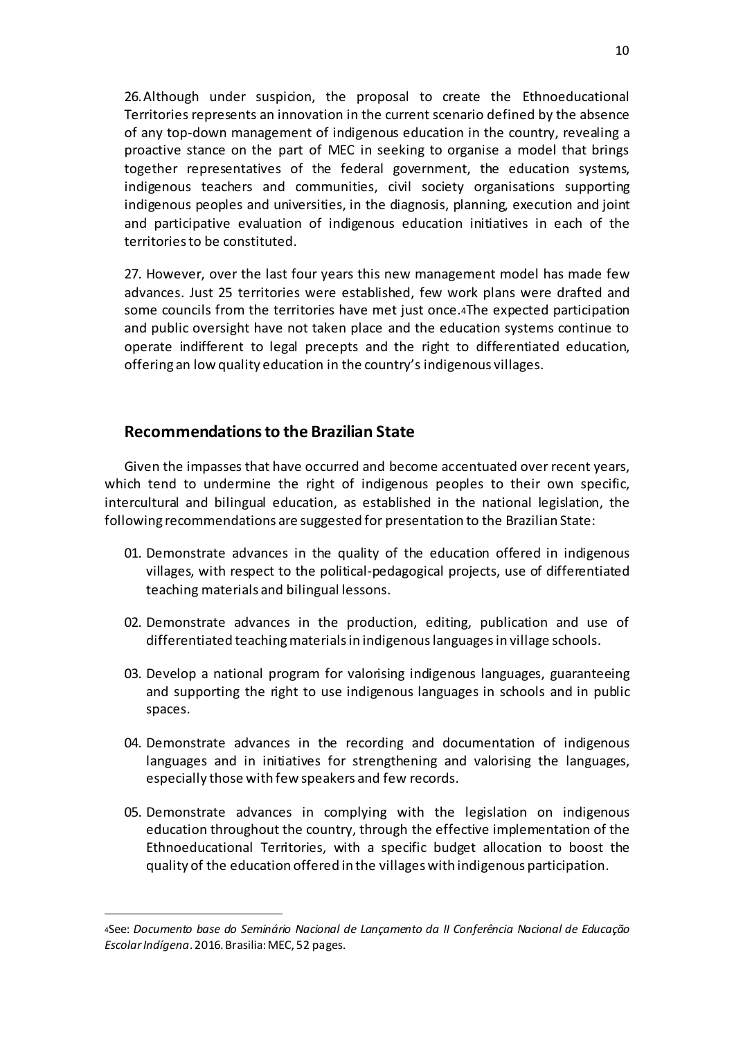26. Although under suspicion, the proposal to create the Ethnoeducational Territories represents an innovation in the current scenario defined by the absence of any top-down management of indigenous education in the country, revealing a proactive stance on the part of MEC in seeking to organise a model that brings together representatives of the federal government, the education systems, indigenous teachers and communities, civil society organisations supporting indigenous peoples and universities, in the diagnosis, planning, execution and joint and participative evaluation of indigenous education initiatives in each of the territories to be constituted.

27. However, over the last four years this new management model has made few advances. Just 25 territories were established, few work plans were drafted and some councils from the territories have met just once.[4] The expected participation and public oversight have not taken place and the education systems continue to operate indifferent to legal precepts and the right to differentiated education, offering an low quality education in the country's indigenous villages.

## Recommendations to the Brazilian State

Given the impasses that have occurred and become accentuated over recent years, which tend to undermine the right of indigenous peoples to their own specific, intercultural and bilingual education, as established in the national legislation, the following recommendations are suggested for presentation to the Brazilian State:

01. Demonstrate advances in the quality of the education offered in indigenous villages, with respect to the political-pedagogical projects, use of differentiated teaching materials and bilingual lessons.

02. Demonstrate advances in the production, editing, publication and use of differentiated teaching materials in indigenous languages in village schools.

03. Develop a national program for valorising indigenous languages, guaranteeing and supporting the right to use indigenous languages in schools and in public spaces.

04. Demonstrate advances in the recording and documentation of indigenous languages and in initiatives for strengthening and valorising the languages, especially those with few speakers and few records.

05. Demonstrate advances in complying with the legislation on indigenous education throughout the country, through the effective implementation of the Ethnoeducational Territories, with a specific budget allocation to boost the quality of the education offered in the villages with indigenous participation.

---

[4] See: *Documento base do Seminário Nacional de Lançamento da II Conferência Nacional de Educação Escolar Indígena*. 2016. Brasilia: MEC, 52 pages.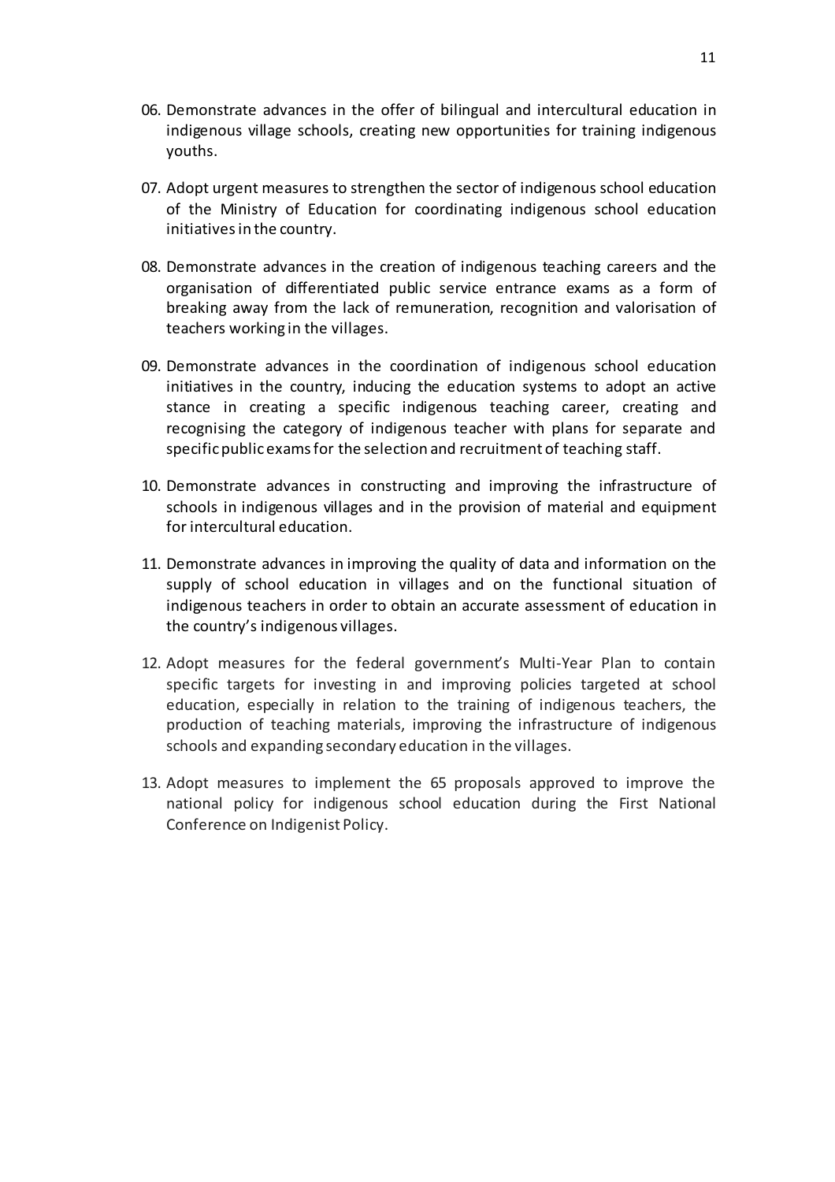06. Demonstrate advances in the offer of bilingual and intercultural education in indigenous village schools, creating new opportunities for training indigenous youths.

07. Adopt urgent measures to strengthen the sector of indigenous school education of the Ministry of Education for coordinating indigenous school education initiatives in the country.

08. Demonstrate advances in the creation of indigenous teaching careers and the organisation of differentiated public service entrance exams as a form of breaking away from the lack of remuneration, recognition and valorisation of teachers working in the villages.

09. Demonstrate advances in the coordination of indigenous school education initiatives in the country, inducing the education systems to adopt an active stance in creating a specific indigenous teaching career, creating and recognising the category of indigenous teacher with plans for separate and specific public exams for the selection and recruitment of teaching staff.

10. Demonstrate advances in constructing and improving the infrastructure of schools in indigenous villages and in the provision of material and equipment for intercultural education.

11. Demonstrate advances in improving the quality of data and information on the supply of school education in villages and on the functional situation of indigenous teachers in order to obtain an accurate assessment of education in the country's indigenous villages.

12. Adopt measures for the federal government's Multi-Year Plan to contain specific targets for investing in and improving policies targeted at school education, especially in relation to the training of indigenous teachers, the production of teaching materials, improving the infrastructure of indigenous schools and expanding secondary education in the villages.

13. Adopt measures to implement the 65 proposals approved to improve the national policy for indigenous school education during the First National Conference on Indigenist Policy.